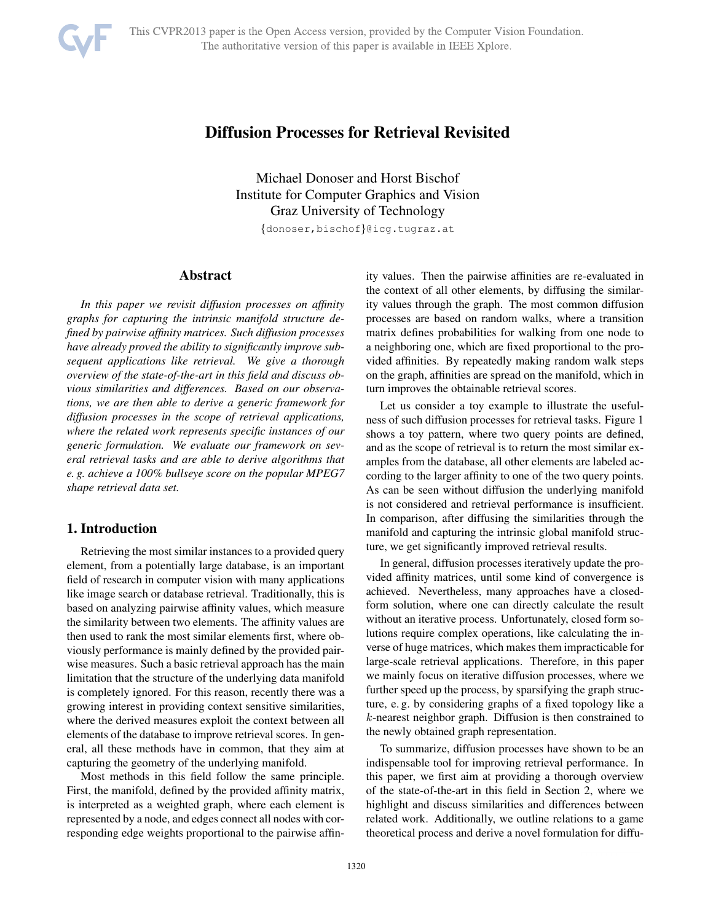# Diffusion Processes for Retrieval Revisited

Michael Donoser and Horst Bischof
Institute for Computer Graphics and Vision
Graz University of Technology
{donoser,bischof}@icg.tugraz.at

## Abstract

*In this paper we revisit diffusion processes on affinity graphs for capturing the intrinsic manifold structure defined by pairwise affinity matrices. Such diffusion processes have already proved the ability to significantly improve subsequent applications like retrieval. We give a thorough overview of the state-of-the-art in this field and discuss obvious similarities and differences. Based on our observations, we are then able to derive a generic framework for diffusion processes in the scope of retrieval applications, where the related work represents specific instances of our generic formulation. We evaluate our framework on several retrieval tasks and are able to derive algorithms that e. g. achieve a 100% bullseye score on the popular MPEG7 shape retrieval data set.*

## 1. Introduction

Retrieving the most similar instances to a provided query element, from a potentially large database, is an important field of research in computer vision with many applications like image search or database retrieval. Traditionally, this is based on analyzing pairwise affinity values, which measure the similarity between two elements. The affinity values are then used to rank the most similar elements first, where obviously performance is mainly defined by the provided pairwise measures. Such a basic retrieval approach has the main limitation that the structure of the underlying data manifold is completely ignored. For this reason, recently there was a growing interest in providing context sensitive similarities, where the derived measures exploit the context between all elements of the database to improve retrieval scores. In general, all these methods have in common, that they aim at capturing the geometry of the underlying manifold.

Most methods in this field follow the same principle. First, the manifold, defined by the provided affinity matrix, is interpreted as a weighted graph, where each element is represented by a node, and edges connect all nodes with corresponding edge weights proportional to the pairwise affinity values. Then the pairwise affinities are re-evaluated in the context of all other elements, by diffusing the similarity values through the graph. The most common diffusion processes are based on random walks, where a transition matrix defines probabilities for walking from one node to a neighboring one, which are fixed proportional to the provided affinities. By repeatedly making random walk steps on the graph, affinities are spread on the manifold, which in turn improves the obtainable retrieval scores.

Let us consider a toy example to illustrate the usefulness of such diffusion processes for retrieval tasks. Figure 1 shows a toy pattern, where two query points are defined, and as the scope of retrieval is to return the most similar examples from the database, all other elements are labeled according to the larger affinity to one of the two query points. As can be seen without diffusion the underlying manifold is not considered and retrieval performance is insufficient. In comparison, after diffusing the similarities through the manifold and capturing the intrinsic global manifold structure, we get significantly improved retrieval results.

In general, diffusion processes iteratively update the provided affinity matrices, until some kind of convergence is achieved. Nevertheless, many approaches have a closed-form solution, where one can directly calculate the result without an iterative process. Unfortunately, closed form solutions require complex operations, like calculating the inverse of huge matrices, which makes them impracticable for large-scale retrieval applications. Therefore, in this paper we mainly focus on iterative diffusion processes, where we further speed up the process, by sparsifying the graph structure, e. g. by considering graphs of a fixed topology like a $k$-nearest neighbor graph. Diffusion is then constrained to the newly obtained graph representation.

To summarize, diffusion processes have shown to be an indispensable tool for improving retrieval performance. In this paper, we first aim at providing a thorough overview of the state-of-the-art in this field in Section 2, where we highlight and discuss similarities and differences between related work. Additionally, we outline relations to a game theoretical process and derive a novel formulation for diffu-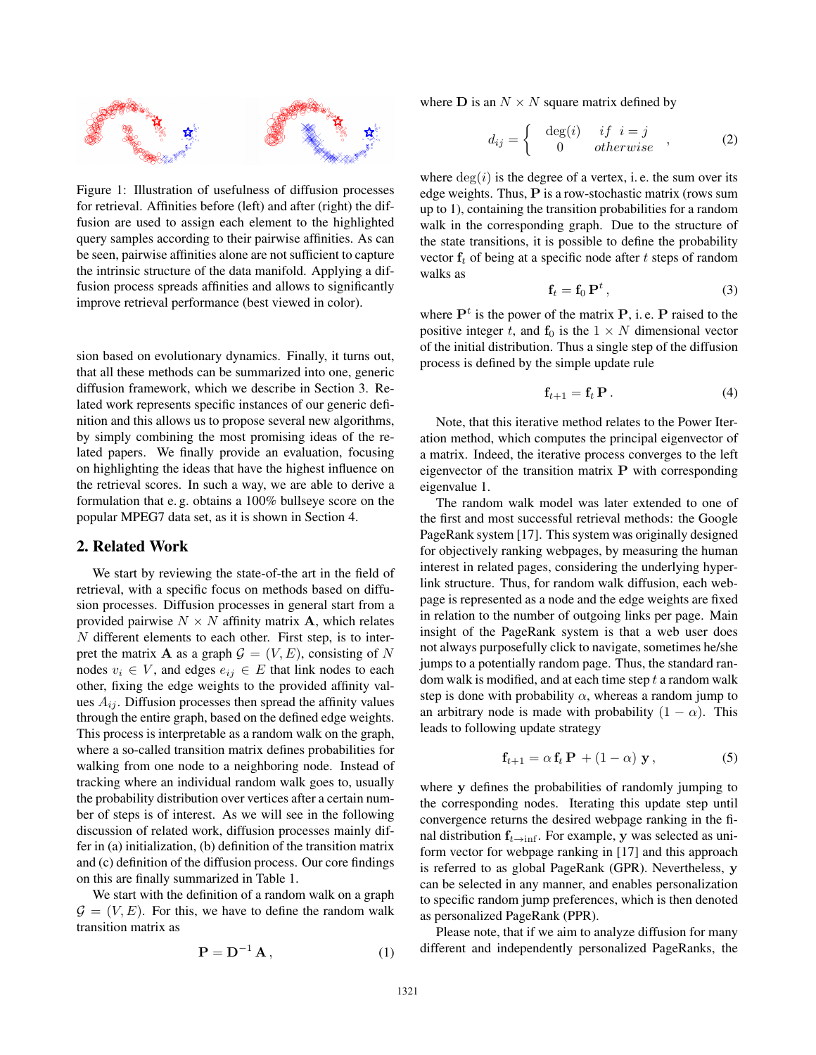Figure 1: Illustration of usefulness of diffusion processes for retrieval. Affinities before (left) and after (right) the diffusion are used to assign each element to the highlighted query samples according to their pairwise affinities. As can be seen, pairwise affinities alone are not sufficient to capture the intrinsic structure of the data manifold. Applying a diffusion process spreads affinities and allows to significantly improve retrieval performance (best viewed in color).

sion based on evolutionary dynamics. Finally, it turns out, that all these methods can be summarized into one, generic diffusion framework, which we describe in Section 3. Related work represents specific instances of our generic definition and this allows us to propose several new algorithms, by simply combining the most promising ideas of the related papers. We finally provide an evaluation, focusing on highlighting the ideas that have the highest influence on the retrieval scores. In such a way, we are able to derive a formulation that e. g. obtains a 100% bullseye score on the popular MPEG7 data set, as it is shown in Section 4.

## 2. Related Work

We start by reviewing the state-of-the art in the field of retrieval, with a specific focus on methods based on diffusion processes. Diffusion processes in general start from a provided pairwise $N \times N$ affinity matrix $\mathbf{A}$, which relates $N$ different elements to each other. First step, is to interpret the matrix $\mathbf{A}$ as a graph $\mathcal{G} = (V, E)$, consisting of $N$ nodes $v_i \in V$, and edges $e_{ij} \in E$ that link nodes to each other, fixing the edge weights to the provided affinity values $A_{ij}$. Diffusion processes then spread the affinity values through the entire graph, based on the defined edge weights. This process is interpretable as a random walk on the graph, where a so-called transition matrix defines probabilities for walking from one node to a neighboring node. Instead of tracking where an individual random walk goes to, usually the probability distribution over vertices after a certain number of steps is of interest. As we will see in the following discussion of related work, diffusion processes mainly differ in (a) initialization, (b) definition of the transition matrix and (c) definition of the diffusion process. Our core findings on this are finally summarized in Table 1.

We start with the definition of a random walk on a graph $\mathcal{G} = (V, E)$. For this, we have to define the random walk transition matrix as

$$\mathbf{P} = \mathbf{D}^{-1} \mathbf{A}\,, \tag{1}$$

where $\mathbf{D}$ is an $N \times N$ square matrix defined by

$$d_{ij} = \begin{cases} \deg(i) & if \;\; i = j \\ 0 & otherwise \end{cases}\,, \tag{2}$$

where $\deg(i)$ is the degree of a vertex, i. e. the sum over its edge weights. Thus, $\mathbf{P}$ is a row-stochastic matrix (rows sum up to 1), containing the transition probabilities for a random walk in the corresponding graph. Due to the structure of the state transitions, it is possible to define the probability vector $\mathbf{f}_t$ of being at a specific node after $t$ steps of random walks as

$$\mathbf{f}_t = \mathbf{f}_0 \, \mathbf{P}^t\,, \tag{3}$$

where $\mathbf{P}^t$ is the power of the matrix $\mathbf{P}$, i. e. $\mathbf{P}$ raised to the positive integer $t$, and $\mathbf{f}_0$ is the $1 \times N$ dimensional vector of the initial distribution. Thus a single step of the diffusion process is defined by the simple update rule

$$\mathbf{f}_{t+1} = \mathbf{f}_t \, \mathbf{P}\,. \tag{4}$$

Note, that this iterative method relates to the Power Iteration method, which computes the principal eigenvector of a matrix. Indeed, the iterative process converges to the left eigenvector of the transition matrix $\mathbf{P}$ with corresponding eigenvalue 1.

The random walk model was later extended to one of the first and most successful retrieval methods: the Google PageRank system [17]. This system was originally designed for objectively ranking webpages, by measuring the human interest in related pages, considering the underlying hyperlink structure. Thus, for random walk diffusion, each webpage is represented as a node and the edge weights are fixed in relation to the number of outgoing links per page. Main insight of the PageRank system is that a web user does not always purposefully click to navigate, sometimes he/she jumps to a potentially random page. Thus, the standard random walk is modified, and at each time step $t$ a random walk step is done with probability $\alpha$, whereas a random jump to an arbitrary node is made with probability $(1 - \alpha)$. This leads to following update strategy

$$\mathbf{f}_{t+1} = \alpha \, \mathbf{f}_t \, \mathbf{P} \, + (1 - \alpha) \, \mathbf{y}\,, \tag{5}$$

where $\mathbf{y}$ defines the probabilities of randomly jumping to the corresponding nodes. Iterating this update step until convergence returns the desired webpage ranking in the final distribution $\mathbf{f}_{t \to \inf}$. For example, $\mathbf{y}$ was selected as uniform vector for webpage ranking in [17] and this approach is referred to as global PageRank (GPR). Nevertheless, $\mathbf{y}$ can be selected in any manner, and enables personalization to specific random jump preferences, which is then denoted as personalized PageRank (PPR).

Please note, that if we aim to analyze diffusion for many different and independently personalized PageRanks, the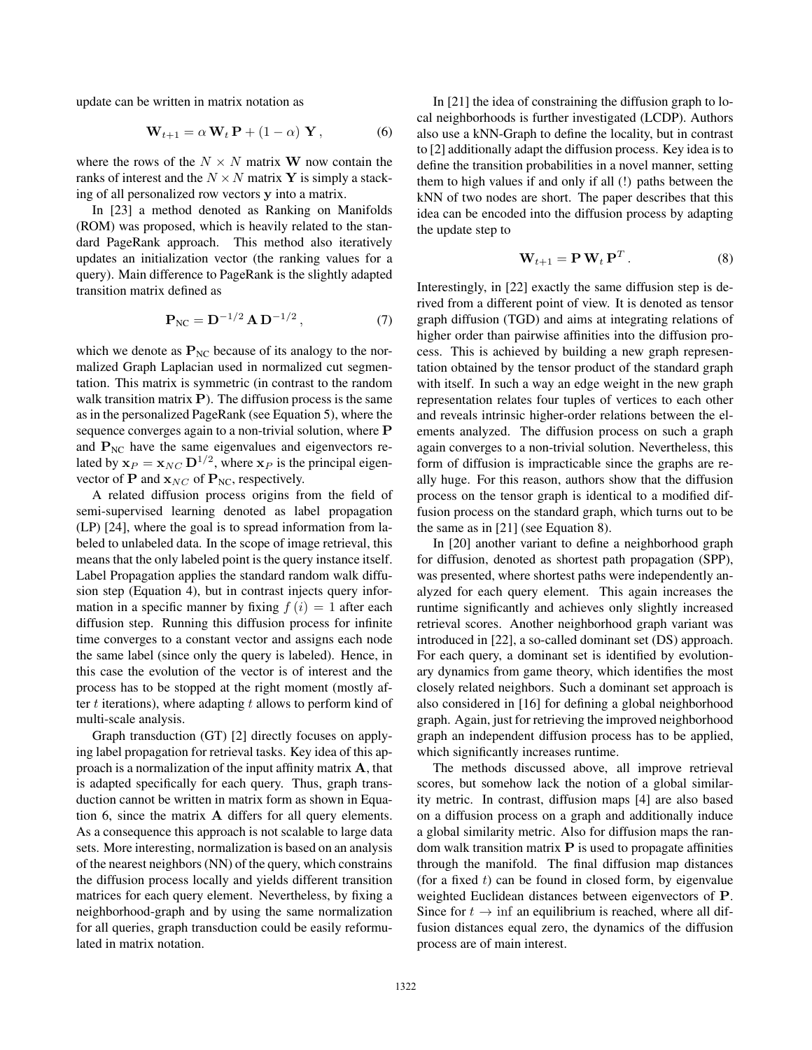update can be written in matrix notation as

$$\mathbf{W}_{t+1} = \alpha\, \mathbf{W}_t\, \mathbf{P} + (1-\alpha)\, \mathbf{Y}\,, \tag{6}$$

where the rows of the $N \times N$ matrix $\mathbf{W}$ now contain the ranks of interest and the $N \times N$ matrix $\mathbf{Y}$ is simply a stacking of all personalized row vectors $\mathbf{y}$ into a matrix.

In [23] a method denoted as Ranking on Manifolds (ROM) was proposed, which is heavily related to the standard PageRank approach. This method also iteratively updates an initialization vector (the ranking values for a query). Main difference to PageRank is the slightly adapted transition matrix defined as

$$\mathbf{P}_{\text{NC}} = \mathbf{D}^{-1/2}\, \mathbf{A}\, \mathbf{D}^{-1/2}\,, \tag{7}$$

which we denote as $\mathbf{P}_{\text{NC}}$ because of its analogy to the normalized Graph Laplacian used in normalized cut segmentation. This matrix is symmetric (in contrast to the random walk transition matrix $\mathbf{P}$). The diffusion process is the same as in the personalized PageRank (see Equation 5), where the sequence converges again to a non-trivial solution, where $\mathbf{P}$ and $\mathbf{P}_{\text{NC}}$ have the same eigenvalues and eigenvectors related by $\mathbf{x}_P = \mathbf{x}_{NC}\, \mathbf{D}^{1/2}$, where $\mathbf{x}_P$ is the principal eigenvector of $\mathbf{P}$ and $\mathbf{x}_{NC}$ of $\mathbf{P}_{\text{NC}}$, respectively.

A related diffusion process origins from the field of semi-supervised learning denoted as label propagation (LP) [24], where the goal is to spread information from labeled to unlabeled data. In the scope of image retrieval, this means that the only labeled point is the query instance itself. Label Propagation applies the standard random walk diffusion step (Equation 4), but in contrast injects query information in a specific manner by fixing $f(i) = 1$ after each diffusion step. Running this diffusion process for infinite time converges to a constant vector and assigns each node the same label (since only the query is labeled). Hence, in this case the evolution of the vector is of interest and the process has to be stopped at the right moment (mostly after $t$ iterations), where adapting $t$ allows to perform kind of multi-scale analysis.

Graph transduction (GT) [2] directly focuses on applying label propagation for retrieval tasks. Key idea of this approach is a normalization of the input affinity matrix $\mathbf{A}$, that is adapted specifically for each query. Thus, graph transduction cannot be written in matrix form as shown in Equation 6, since the matrix $\mathbf{A}$ differs for all query elements. As a consequence this approach is not scalable to large data sets. More interesting, normalization is based on an analysis of the nearest neighbors (NN) of the query, which constrains the diffusion process locally and yields different transition matrices for each query element. Nevertheless, by fixing a neighborhood-graph and by using the same normalization for all queries, graph transduction could be easily reformulated in matrix notation.

In [21] the idea of constraining the diffusion graph to local neighborhoods is further investigated (LCDP). Authors also use a kNN-Graph to define the locality, but in contrast to [2] additionally adapt the diffusion process. Key idea is to define the transition probabilities in a novel manner, setting them to high values if and only if all (!) paths between the kNN of two nodes are short. The paper describes that this idea can be encoded into the diffusion process by adapting the update step to

$$\mathbf{W}_{t+1} = \mathbf{P}\, \mathbf{W}_t\, \mathbf{P}^T\,. \tag{8}$$

Interestingly, in [22] exactly the same diffusion step is derived from a different point of view. It is denoted as tensor graph diffusion (TGD) and aims at integrating relations of higher order than pairwise affinities into the diffusion process. This is achieved by building a new graph representation obtained by the tensor product of the standard graph with itself. In such a way an edge weight in the new graph representation relates four tuples of vertices to each other and reveals intrinsic higher-order relations between the elements analyzed. The diffusion process on such a graph again converges to a non-trivial solution. Nevertheless, this form of diffusion is impracticable since the graphs are really huge. For this reason, authors show that the diffusion process on the tensor graph is identical to a modified diffusion process on the standard graph, which turns out to be the same as in [21] (see Equation 8).

In [20] another variant to define a neighborhood graph for diffusion, denoted as shortest path propagation (SPP), was presented, where shortest paths were independently analyzed for each query element. This again increases the runtime significantly and achieves only slightly increased retrieval scores. Another neighborhood graph variant was introduced in [22], a so-called dominant set (DS) approach. For each query, a dominant set is identified by evolutionary dynamics from game theory, which identifies the most closely related neighbors. Such a dominant set approach is also considered in [16] for defining a global neighborhood graph. Again, just for retrieving the improved neighborhood graph an independent diffusion process has to be applied, which significantly increases runtime.

The methods discussed above, all improve retrieval scores, but somehow lack the notion of a global similarity metric. In contrast, diffusion maps [4] are also based on a diffusion process on a graph and additionally induce a global similarity metric. Also for diffusion maps the random walk transition matrix $\mathbf{P}$ is used to propagate affinities through the manifold. The final diffusion map distances (for a fixed $t$) can be found in closed form, by eigenvalue weighted Euclidean distances between eigenvectors of $\mathbf{P}$. Since for $t \to \inf$ an equilibrium is reached, where all diffusion distances equal zero, the dynamics of the diffusion process are of main interest.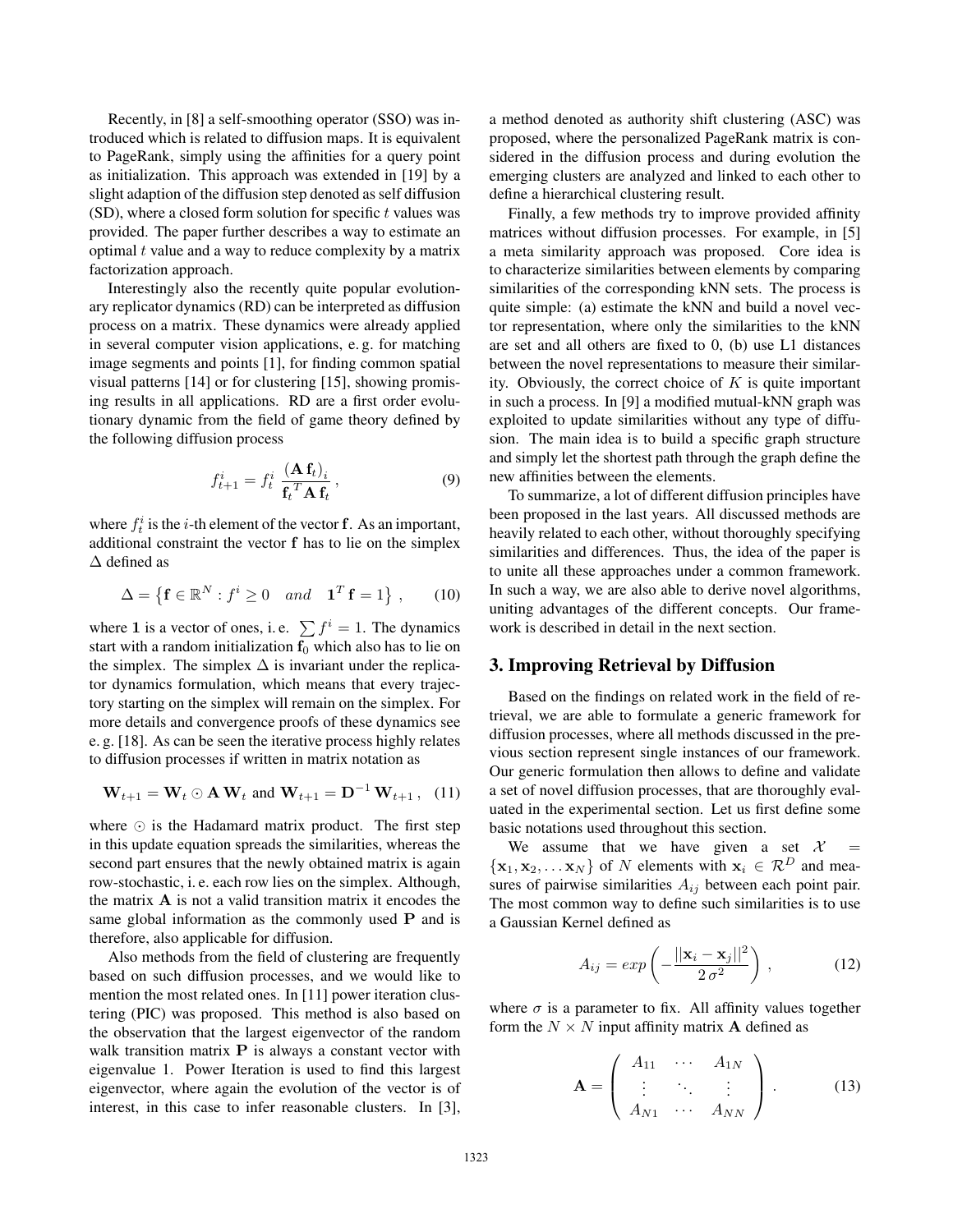Recently, in [8] a self-smoothing operator (SSO) was introduced which is related to diffusion maps. It is equivalent to PageRank, simply using the affinities for a query point as initialization. This approach was extended in [19] by a slight adaption of the diffusion step denoted as self diffusion (SD), where a closed form solution for specific $t$ values was provided. The paper further describes a way to estimate an optimal $t$ value and a way to reduce complexity by a matrix factorization approach.

Interestingly also the recently quite popular evolutionary replicator dynamics (RD) can be interpreted as diffusion process on a matrix. These dynamics were already applied in several computer vision applications, e. g. for matching image segments and points [1], for finding common spatial visual patterns [14] or for clustering [15], showing promising results in all applications. RD are a first order evolutionary dynamic from the field of game theory defined by the following diffusion process

$$f_{t+1}^i = f_t^i \; \frac{(\mathbf{A}\,\mathbf{f}_t)_i}{\mathbf{f}_t^{\,T}\mathbf{A}\,\mathbf{f}_t}\,, \tag{9}$$

where $f_t^i$ is the $i$-th element of the vector $\mathbf{f}$. As an important, additional constraint the vector $\mathbf{f}$ has to lie on the simplex $\Delta$ defined as

$$\Delta = \left\{\mathbf{f} \in \mathbb{R}^N : f^i \geq 0 \quad and \quad \mathbf{1}^T\,\mathbf{f} = 1\right\}\,, \tag{10}$$

where $\mathbf{1}$ is a vector of ones, i. e. $\sum f^i = 1$. The dynamics start with a random initialization $\mathbf{f}_0$ which also has to lie on the simplex. The simplex $\Delta$ is invariant under the replicator dynamics formulation, which means that every trajectory starting on the simplex will remain on the simplex. For more details and convergence proofs of these dynamics see e. g. [18]. As can be seen the iterative process highly relates to diffusion processes if written in matrix notation as

$$\mathbf{W}_{t+1} = \mathbf{W}_t \odot \mathbf{A}\,\mathbf{W}_t \text{ and } \mathbf{W}_{t+1} = \mathbf{D}^{-1}\,\mathbf{W}_{t+1}\,, \tag{11}$$

where $\odot$ is the Hadamard matrix product. The first step in this update equation spreads the similarities, whereas the second part ensures that the newly obtained matrix is again row-stochastic, i. e. each row lies on the simplex. Although, the matrix $\mathbf{A}$ is not a valid transition matrix it encodes the same global information as the commonly used $\mathbf{P}$ and is therefore, also applicable for diffusion.

Also methods from the field of clustering are frequently based on such diffusion processes, and we would like to mention the most related ones. In [11] power iteration clustering (PIC) was proposed. This method is also based on the observation that the largest eigenvector of the random walk transition matrix $\mathbf{P}$ is always a constant vector with eigenvalue 1. Power Iteration is used to find this largest eigenvector, where again the evolution of the vector is of interest, in this case to infer reasonable clusters. In [3], a method denoted as authority shift clustering (ASC) was proposed, where the personalized PageRank matrix is considered in the diffusion process and during evolution the emerging clusters are analyzed and linked to each other to define a hierarchical clustering result.

Finally, a few methods try to improve provided affinity matrices without diffusion processes. For example, in [5] a meta similarity approach was proposed. Core idea is to characterize similarities between elements by comparing similarities of the corresponding kNN sets. The process is quite simple: (a) estimate the kNN and build a novel vector representation, where only the similarities to the kNN are set and all others are fixed to 0, (b) use L1 distances between the novel representations to measure their similarity. Obviously, the correct choice of $K$ is quite important in such a process. In [9] a modified mutual-kNN graph was exploited to update similarities without any type of diffusion. The main idea is to build a specific graph structure and simply let the shortest path through the graph define the new affinities between the elements.

To summarize, a lot of different diffusion principles have been proposed in the last years. All discussed methods are heavily related to each other, without thoroughly specifying similarities and differences. Thus, the idea of the paper is to unite all these approaches under a common framework. In such a way, we are also able to derive novel algorithms, uniting advantages of the different concepts. Our framework is described in detail in the next section.

## 3. Improving Retrieval by Diffusion

Based on the findings on related work in the field of retrieval, we are able to formulate a generic framework for diffusion processes, where all methods discussed in the previous section represent single instances of our framework. Our generic formulation then allows to define and validate a set of novel diffusion processes, that are thoroughly evaluated in the experimental section. Let us first define some basic notations used throughout this section.

We assume that we have given a set $\mathcal{X} = \{\mathbf{x}_1, \mathbf{x}_2, \ldots \mathbf{x}_N\}$ of $N$ elements with $\mathbf{x}_i \in \mathcal{R}^D$ and measures of pairwise similarities $A_{ij}$ between each point pair. The most common way to define such similarities is to use a Gaussian Kernel defined as

$$A_{ij} = exp\left(-\frac{||\mathbf{x}_i - \mathbf{x}_j||^2}{2\,\sigma^2}\right)\,, \tag{12}$$

where $\sigma$ is a parameter to fix. All affinity values together form the $N \times N$ input affinity matrix $\mathbf{A}$ defined as

$$\mathbf{A} = \begin{pmatrix} A_{11} & \cdots & A_{1N} \\ \vdots & \ddots & \vdots \\ A_{N1} & \cdots & A_{NN} \end{pmatrix}\,. \tag{13}$$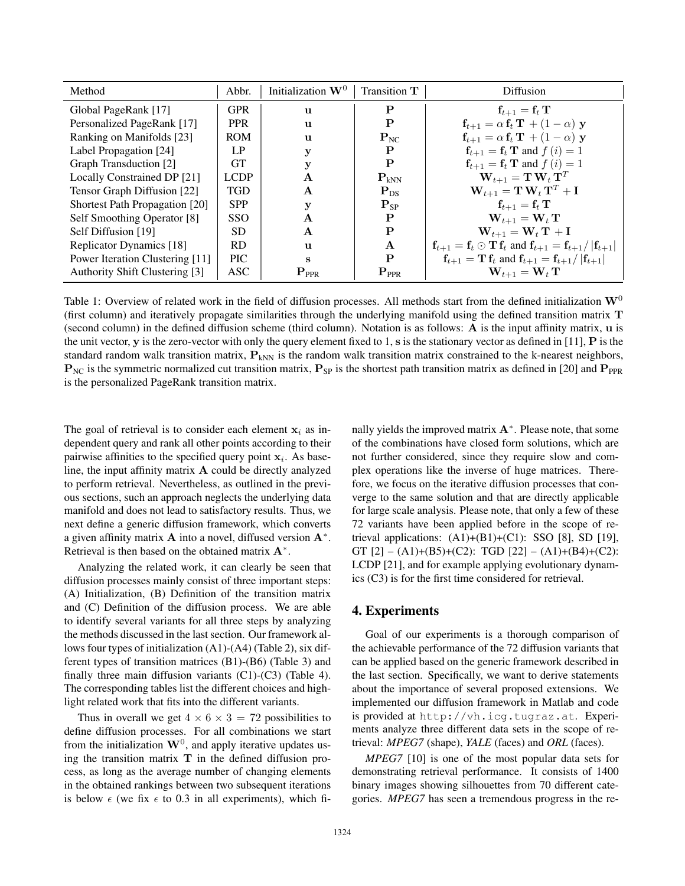| Method | Abbr. | Initialization $\mathbf{W}^0$ | Transition $\mathbf{T}$ | Diffusion |
|---|---|---|---|---|
| Global PageRank [17] | GPR | $\mathbf{u}$ | $\mathbf{P}$ | $\mathbf{f}_{t+1} = \mathbf{f}_t \, \mathbf{T}$ |
| Personalized PageRank [17] | PPR | $\mathbf{u}$ | $\mathbf{P}$ | $\mathbf{f}_{t+1} = \alpha \, \mathbf{f}_t \, \mathbf{T} + (1-\alpha) \, \mathbf{y}$ |
| Ranking on Manifolds [23] | ROM | $\mathbf{u}$ | $\mathbf{P}_{\text{NC}}$ | $\mathbf{f}_{t+1} = \alpha \, \mathbf{f}_t \, \mathbf{T} + (1-\alpha) \, \mathbf{y}$ |
| Label Propagation [24] | LP | $\mathbf{y}$ | $\mathbf{P}$ | $\mathbf{f}_{t+1} = \mathbf{f}_t \, \mathbf{T}$ and $f(i) = 1$ |
| Graph Transduction [2] | GT | $\mathbf{y}$ | $\mathbf{P}$ | $\mathbf{f}_{t+1} = \mathbf{f}_t \, \mathbf{T}$ and $f(i) = 1$ |
| Locally Constrained DP [21] | LCDP | $\mathbf{A}$ | $\mathbf{P}_{\text{kNN}}$ | $\mathbf{W}_{t+1} = \mathbf{T} \, \mathbf{W}_t \, \mathbf{T}^T$ |
| Tensor Graph Diffusion [22] | TGD | $\mathbf{A}$ | $\mathbf{P}_{\text{DS}}$ | $\mathbf{W}_{t+1} = \mathbf{T} \, \mathbf{W}_t \, \mathbf{T}^T + \mathbf{I}$ |
| Shortest Path Propagation [20] | SPP | $\mathbf{y}$ | $\mathbf{P}_{\text{SP}}$ | $\mathbf{f}_{t+1} = \mathbf{f}_t \, \mathbf{T}$ |
| Self Smoothing Operator [8] | SSO | $\mathbf{A}$ | $\mathbf{P}$ | $\mathbf{W}_{t+1} = \mathbf{W}_t \, \mathbf{T}$ |
| Self Diffusion [19] | SD | $\mathbf{A}$ | $\mathbf{P}$ | $\mathbf{W}_{t+1} = \mathbf{W}_t \, \mathbf{T} + \mathbf{I}$ |
| Replicator Dynamics [18] | RD | $\mathbf{u}$ | $\mathbf{A}$ | $\mathbf{f}_{t+1} = \mathbf{f}_t \odot \mathbf{T} \, \mathbf{f}_t$ and $\mathbf{f}_{t+1} = \mathbf{f}_{t+1} / \lvert \mathbf{f}_{t+1} \rvert$ |
| Power Iteration Clustering [11] | PIC | $\mathbf{s}$ | $\mathbf{P}$ | $\mathbf{f}_{t+1} = \mathbf{T} \, \mathbf{f}_t$ and $\mathbf{f}_{t+1} = \mathbf{f}_{t+1} / \lvert \mathbf{f}_{t+1} \rvert$ |
| Authority Shift Clustering [3] | ASC | $\mathbf{P}_{\text{PPR}}$ | $\mathbf{P}_{\text{PPR}}$ | $\mathbf{W}_{t+1} = \mathbf{W}_t \, \mathbf{T}$ |

Table 1: Overview of related work in the field of diffusion processes. All methods start from the defined initialization $\mathbf{W}^0$ (first column) and iteratively propagate similarities through the underlying manifold using the defined transition matrix $\mathbf{T}$ (second column) in the defined diffusion scheme (third column). Notation is as follows: $\mathbf{A}$ is the input affinity matrix, $\mathbf{u}$ is the unit vector, $\mathbf{y}$ is the zero-vector with only the query element fixed to 1, $\mathbf{s}$ is the stationary vector as defined in [11], $\mathbf{P}$ is the standard random walk transition matrix, $\mathbf{P}_{\text{kNN}}$ is the random walk transition matrix constrained to the k-nearest neighbors, $\mathbf{P}_{\text{NC}}$ is the symmetric normalized cut transition matrix, $\mathbf{P}_{\text{SP}}$ is the shortest path transition matrix as defined in [20] and $\mathbf{P}_{\text{PPR}}$ is the personalized PageRank transition matrix.

The goal of retrieval is to consider each element $\mathbf{x}_i$ as independent query and rank all other points according to their pairwise affinities to the specified query point $\mathbf{x}_i$. As baseline, the input affinity matrix $\mathbf{A}$ could be directly analyzed to perform retrieval. Nevertheless, as outlined in the previous sections, such an approach neglects the underlying data manifold and does not lead to satisfactory results. Thus, we next define a generic diffusion framework, which converts a given affinity matrix $\mathbf{A}$ into a novel, diffused version $\mathbf{A}^*$. Retrieval is then based on the obtained matrix $\mathbf{A}^*$.

Analyzing the related work, it can clearly be seen that diffusion processes mainly consist of three important steps: (A) Initialization, (B) Definition of the transition matrix and (C) Definition of the diffusion process. We are able to identify several variants for all three steps by analyzing the methods discussed in the last section. Our framework allows four types of initialization (A1)-(A4) (Table 2), six different types of transition matrices (B1)-(B6) (Table 3) and finally three main diffusion variants (C1)-(C3) (Table 4). The corresponding tables list the different choices and highlight related work that fits into the different variants.

Thus in overall we get $4 \times 6 \times 3 = 72$ possibilities to define diffusion processes. For all combinations we start from the initialization $\mathbf{W}^0$, and apply iterative updates using the transition matrix $\mathbf{T}$ in the defined diffusion process, as long as the average number of changing elements in the obtained rankings between two subsequent iterations is below $\epsilon$ (we fix $\epsilon$ to 0.3 in all experiments), which finally yields the improved matrix $\mathbf{A}^*$. Please note, that some of the combinations have closed form solutions, which are not further considered, since they require slow and complex operations like the inverse of huge matrices. Therefore, we focus on the iterative diffusion processes that converge to the same solution and that are directly applicable for large scale analysis. Please note, that only a few of these 72 variants have been applied before in the scope of retrieval applications: (A1)+(B1)+(C1): SSO [8], SD [19], GT [2] – (A1)+(B5)+(C2): TGD [22] – (A1)+(B4)+(C2): LCDP [21], and for example applying evolutionary dynamics (C3) is for the first time considered for retrieval.

## 4. Experiments

Goal of our experiments is a thorough comparison of the achievable performance of the 72 diffusion variants that can be applied based on the generic framework described in the last section. Specifically, we want to derive statements about the importance of several proposed extensions. We implemented our diffusion framework in Matlab and code is provided at `http://vh.icg.tugraz.at`. Experiments analyze three different data sets in the scope of retrieval: *MPEG7* (shape), *YALE* (faces) and *ORL* (faces).

*MPEG7* [10] is one of the most popular data sets for demonstrating retrieval performance. It consists of 1400 binary images showing silhouettes from 70 different categories. *MPEG7* has seen a tremendous progress in the re-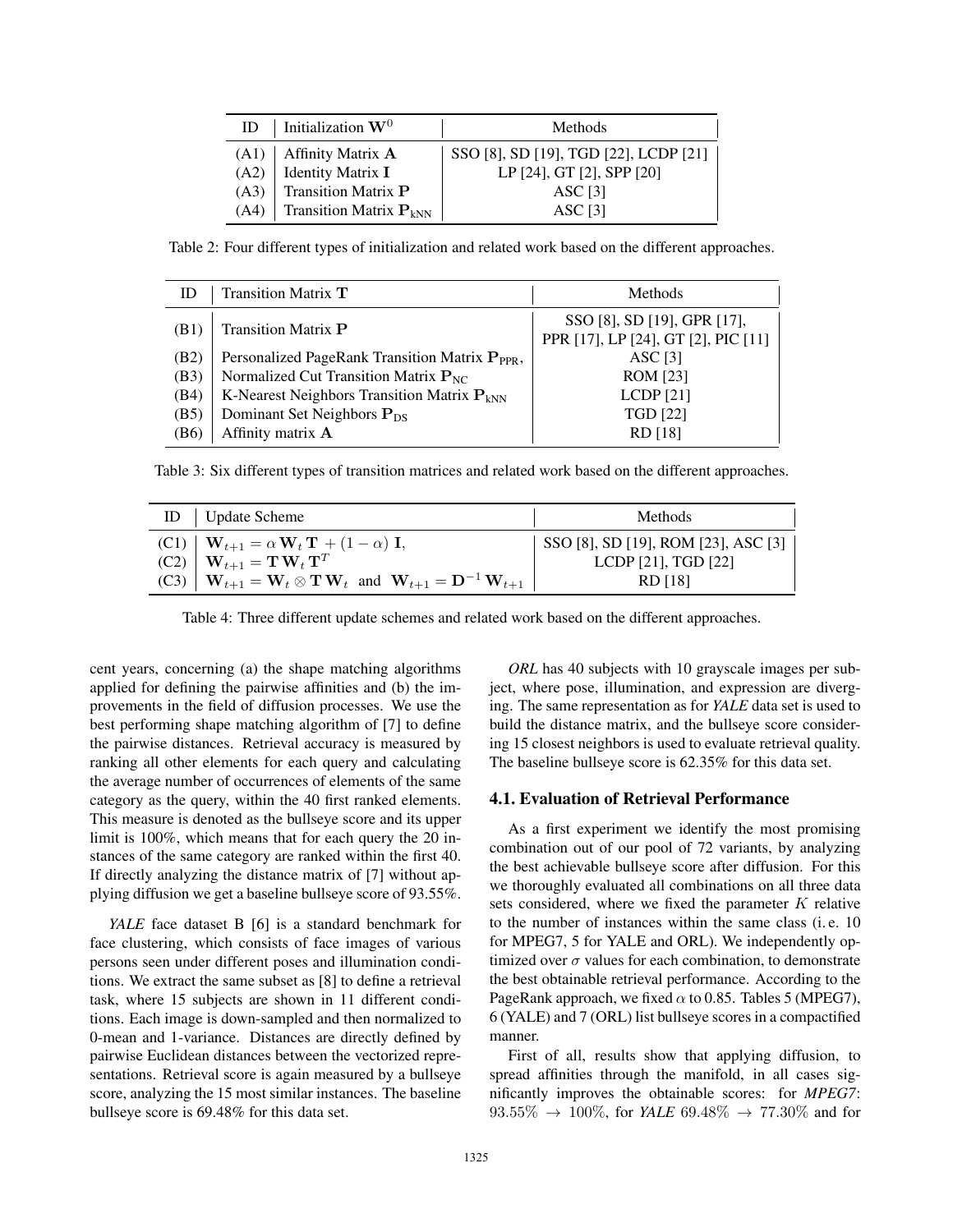| ID | Initialization $\mathbf{W}^0$ | Methods |
|---|---|---|
| (A1) | Affinity Matrix $\mathbf{A}$ | SSO [8], SD [19], TGD [22], LCDP [21] |
| (A2) | Identity Matrix $\mathbf{I}$ | LP [24], GT [2], SPP [20] |
| (A3) | Transition Matrix $\mathbf{P}$ | ASC [3] |
| (A4) | Transition Matrix $\mathbf{P}_{\text{kNN}}$ | ASC [3] |

Table 2: Four different types of initialization and related work based on the different approaches.

| ID | Transition Matrix $\mathbf{T}$ | Methods |
|---|---|---|
| (B1) | Transition Matrix $\mathbf{P}$ | SSO [8], SD [19], GPR [17], PPR [17], LP [24], GT [2], PIC [11] |
| (B2) | Personalized PageRank Transition Matrix $\mathbf{P}_{\text{PPR}}$, | ASC [3] |
| (B3) | Normalized Cut Transition Matrix $\mathbf{P}_{\text{NC}}$ | ROM [23] |
| (B4) | K-Nearest Neighbors Transition Matrix $\mathbf{P}_{\text{kNN}}$ | LCDP [21] |
| (B5) | Dominant Set Neighbors $\mathbf{P}_{\text{DS}}$ | TGD [22] |
| (B6) | Affinity matrix $\mathbf{A}$ | RD [18] |

Table 3: Six different types of transition matrices and related work based on the different approaches.

| ID | Update Scheme | Methods |
|---|---|---|
| (C1) | $\mathbf{W}_{t+1} = \alpha\, \mathbf{W}_t\, \mathbf{T} + (1-\alpha)\, \mathbf{I}$, | SSO [8], SD [19], ROM [23], ASC [3] |
| (C2) | $\mathbf{W}_{t+1} = \mathbf{T}\, \mathbf{W}_t\, \mathbf{T}^T$ | LCDP [21], TGD [22] |
| (C3) | $\mathbf{W}_{t+1} = \mathbf{W}_t \otimes \mathbf{T}\, \mathbf{W}_t$ and $\mathbf{W}_{t+1} = \mathbf{D}^{-1}\, \mathbf{W}_{t+1}$ | RD [18] |

Table 4: Three different update schemes and related work based on the different approaches.

cent years, concerning (a) the shape matching algorithms applied for defining the pairwise affinities and (b) the improvements in the field of diffusion processes. We use the best performing shape matching algorithm of [7] to define the pairwise distances. Retrieval accuracy is measured by ranking all other elements for each query and calculating the average number of occurrences of elements of the same category as the query, within the 40 first ranked elements. This measure is denoted as the bullseye score and its upper limit is 100%, which means that for each query the 20 instances of the same category are ranked within the first 40. If directly analyzing the distance matrix of [7] without applying diffusion we get a baseline bullseye score of 93.55%.

*YALE* face dataset B [6] is a standard benchmark for face clustering, which consists of face images of various persons seen under different poses and illumination conditions. We extract the same subset as [8] to define a retrieval task, where 15 subjects are shown in 11 different conditions. Each image is down-sampled and then normalized to 0-mean and 1-variance. Distances are directly defined by pairwise Euclidean distances between the vectorized representations. Retrieval score is again measured by a bullseye score, analyzing the 15 most similar instances. The baseline bullseye score is 69.48% for this data set.

*ORL* has 40 subjects with 10 grayscale images per subject, where pose, illumination, and expression are diverging. The same representation as for *YALE* data set is used to build the distance matrix, and the bullseye score considering 15 closest neighbors is used to evaluate retrieval quality. The baseline bullseye score is 62.35% for this data set.

### 4.1. Evaluation of Retrieval Performance

As a first experiment we identify the most promising combination out of our pool of 72 variants, by analyzing the best achievable bullseye score after diffusion. For this we thoroughly evaluated all combinations on all three data sets considered, where we fixed the parameter $K$ relative to the number of instances within the same class (i. e. 10 for MPEG7, 5 for YALE and ORL). We independently optimized over $\sigma$ values for each combination, to demonstrate the best obtainable retrieval performance. According to the PageRank approach, we fixed $\alpha$ to 0.85. Tables 5 (MPEG7), 6 (YALE) and 7 (ORL) list bullseye scores in a compactified manner.

First of all, results show that applying diffusion, to spread affinities through the manifold, in all cases significantly improves the obtainable scores: for *MPEG7*: $93.55\% \rightarrow 100\%$, for *YALE* $69.48\% \rightarrow 77.30\%$ and for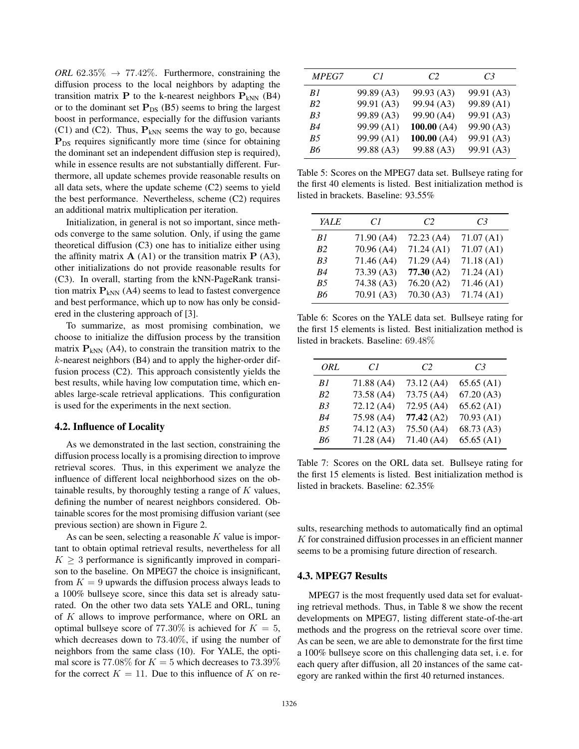*ORL* $62.35\% \rightarrow 77.42\%$. Furthermore, constraining the diffusion process to the local neighbors by adapting the transition matrix $\mathbf{P}$ to the k-nearest neighbors $\mathbf{P}_{\text{kNN}}$ (B4) or to the dominant set $\mathbf{P}_{\text{DS}}$ (B5) seems to bring the largest boost in performance, especially for the diffusion variants (C1) and (C2). Thus, $\mathbf{P}_{\text{kNN}}$ seems the way to go, because $\mathbf{P}_{\text{DS}}$ requires significantly more time (since for obtaining the dominant set an independent diffusion step is required), while in essence results are not substantially different. Furthermore, all update schemes provide reasonable results on all data sets, where the update scheme (C2) seems to yield the best performance. Nevertheless, scheme (C2) requires an additional matrix multiplication per iteration.

Initialization, in general is not so important, since methods converge to the same solution. Only, if using the game theoretical diffusion (C3) one has to initialize either using the affinity matrix $\mathbf{A}$ (A1) or the transition matrix $\mathbf{P}$ (A3), other initializations do not provide reasonable results for (C3). In overall, starting from the kNN-PageRank transition matrix $\mathbf{P}_{\text{kNN}}$ (A4) seems to lead to fastest convergence and best performance, which up to now has only been considered in the clustering approach of [3].

To summarize, as most promising combination, we choose to initialize the diffusion process by the transition matrix $\mathbf{P}_{\text{kNN}}$ (A4), to constrain the transition matrix to the $k$-nearest neighbors (B4) and to apply the higher-order diffusion process (C2). This approach consistently yields the best results, while having low computation time, which enables large-scale retrieval applications. This configuration is used for the experiments in the next section.

### 4.2. Influence of Locality

As we demonstrated in the last section, constraining the diffusion process locally is a promising direction to improve retrieval scores. Thus, in this experiment we analyze the influence of different local neighborhood sizes on the obtainable results, by thoroughly testing a range of $K$ values, defining the number of nearest neighbors considered. Obtainable scores for the most promising diffusion variant (see previous section) are shown in Figure 2.

As can be seen, selecting a reasonable $K$ value is important to obtain optimal retrieval results, nevertheless for all $K \geq 3$ performance is significantly improved in comparison to the baseline. On MPEG7 the choice is insignificant, from $K = 9$ upwards the diffusion process always leads to a 100% bullseye score, since this data set is already saturated. On the other two data sets YALE and ORL, tuning of $K$ allows to improve performance, where on ORL an optimal bullseye score of $77.30\%$ is achieved for $K = 5$, which decreases down to $73.40\%$, if using the number of neighbors from the same class (10). For YALE, the optimal score is $77.08\%$ for $K = 5$ which decreases to $73.39\%$ for the correct $K = 11$. Due to this influence of $K$ on results, researching methods to automatically find an optimal $K$ for constrained diffusion processes in an efficient manner seems to be a promising future direction of research.

| *MPEG7* | *C1* | *C2* | *C3* |
|---|---|---|---|
| *B1* | 99.89 (A3) | 99.93 (A3) | 99.91 (A3) |
| *B2* | 99.91 (A3) | 99.94 (A3) | 99.89 (A1) |
| *B3* | 99.89 (A3) | 99.90 (A4) | 99.91 (A3) |
| *B4* | 99.99 (A1) | **100.00** (A4) | 99.90 (A3) |
| *B5* | 99.99 (A1) | **100.00** (A4) | 99.91 (A3) |
| *B6* | 99.88 (A3) | 99.88 (A3) | 99.91 (A3) |

Table 5: Scores on the MPEG7 data set. Bullseye rating for the first 40 elements is listed. Best initialization method is listed in brackets. Baseline: 93.55%

| *YALE* | *C1* | *C2* | *C3* |
|---|---|---|---|
| *B1* | 71.90 (A4) | 72.23 (A4) | 71.07 (A1) |
| *B2* | 70.96 (A4) | 71.24 (A1) | 71.07 (A1) |
| *B3* | 71.46 (A4) | 71.29 (A4) | 71.18 (A1) |
| *B4* | 73.39 (A3) | **77.30** (A2) | 71.24 (A1) |
| *B5* | 74.38 (A3) | 76.20 (A2) | 71.46 (A1) |
| *B6* | 70.91 (A3) | 70.30 (A3) | 71.74 (A1) |

Table 6: Scores on the YALE data set. Bullseye rating for the first 15 elements is listed. Best initialization method is listed in brackets. Baseline: $69.48\%$

| *ORL* | *C1* | *C2* | *C3* |
|---|---|---|---|
| *B1* | 71.88 (A4) | 73.12 (A4) | 65.65 (A1) |
| *B2* | 73.58 (A4) | 73.75 (A4) | 67.20 (A3) |
| *B3* | 72.12 (A4) | 72.95 (A4) | 65.62 (A1) |
| *B4* | 75.98 (A4) | **77.42** (A2) | 70.93 (A1) |
| *B5* | 74.12 (A3) | 75.50 (A4) | 68.73 (A3) |
| *B6* | 71.28 (A4) | 71.40 (A4) | 65.65 (A1) |

Table 7: Scores on the ORL data set. Bullseye rating for the first 15 elements is listed. Best initialization method is listed in brackets. Baseline: 62.35%

### 4.3. MPEG7 Results

MPEG7 is the most frequently used data set for evaluating retrieval methods. Thus, in Table 8 we show the recent developments on MPEG7, listing different state-of-the-art methods and the progress on the retrieval score over time. As can be seen, we are able to demonstrate for the first time a 100% bullseye score on this challenging data set, i. e. for each query after diffusion, all 20 instances of the same category are ranked within the first 40 returned instances.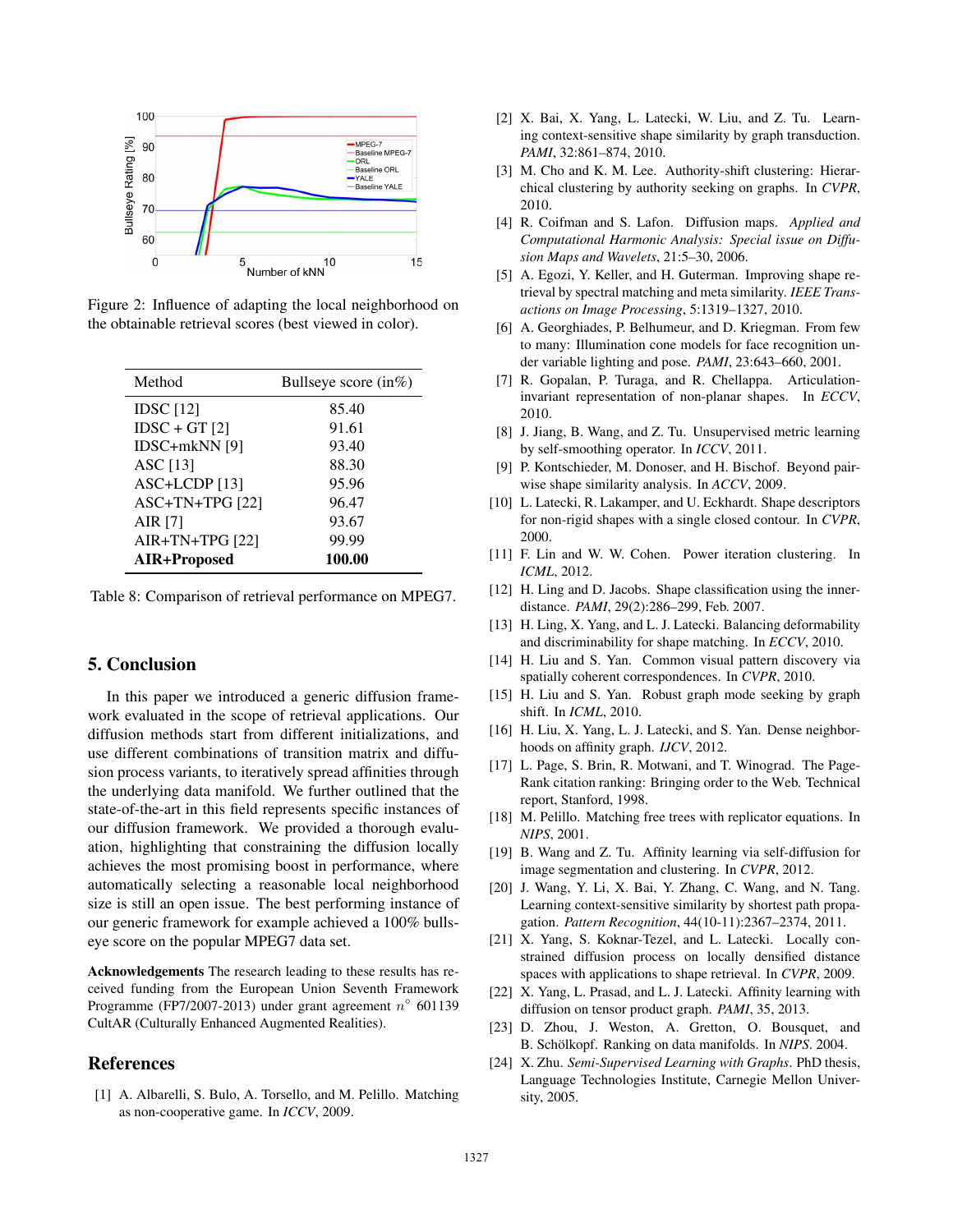100

90

80

70

60

Bullseye Rating [%]

0

5

10

15

Number of kNN

MPEG-7
Baseline MPEG-7
ORL
Baseline ORL
YALE
Baseline YALE

Figure 2: Influence of adapting the local neighborhood on the obtainable retrieval scores (best viewed in color).

| Method | Bullseye score (in%) |
|---|---|
| IDSC [12] | 85.40 |
| IDSC + GT [2] | 91.61 |
| IDSC+mkNN [9] | 93.40 |
| ASC [13] | 88.30 |
| ASC+LCDP [13] | 95.96 |
| ASC+TN+TPG [22] | 96.47 |
| AIR [7] | 93.67 |
| AIR+TN+TPG [22] | 99.99 |
| **AIR+Proposed** | **100.00** |

Table 8: Comparison of retrieval performance on MPEG7.

## 5. Conclusion

In this paper we introduced a generic diffusion framework evaluated in the scope of retrieval applications. Our diffusion methods start from different initializations, and use different combinations of transition matrix and diffusion process variants, to iteratively spread affinities through the underlying data manifold. We further outlined that the state-of-the-art in this field represents specific instances of our diffusion framework. We provided a thorough evaluation, highlighting that constraining the diffusion locally achieves the most promising boost in performance, where automatically selecting a reasonable local neighborhood size is still an open issue. The best performing instance of our generic framework for example achieved a 100% bullseye score on the popular MPEG7 data set.

**Acknowledgements** The research leading to these results has received funding from the European Union Seventh Framework Programme (FP7/2007-2013) under grant agreement $n^{\circ}$ 601139 CultAR (Culturally Enhanced Augmented Realities).

## References

[1] A. Albarelli, S. Bulo, A. Torsello, and M. Pelillo. Matching as non-cooperative game. In *ICCV*, 2009.

[2] X. Bai, X. Yang, L. Latecki, W. Liu, and Z. Tu. Learning context-sensitive shape similarity by graph transduction. *PAMI*, 32:861–874, 2010.

[3] M. Cho and K. M. Lee. Authority-shift clustering: Hierarchical clustering by authority seeking on graphs. In *CVPR*, 2010.

[4] R. Coifman and S. Lafon. Diffusion maps. *Applied and Computational Harmonic Analysis: Special issue on Diffusion Maps and Wavelets*, 21:5–30, 2006.

[5] A. Egozi, Y. Keller, and H. Guterman. Improving shape retrieval by spectral matching and meta similarity. *IEEE Transactions on Image Processing*, 5:1319–1327, 2010.

[6] A. Georghiades, P. Belhumeur, and D. Kriegman. From few to many: Illumination cone models for face recognition under variable lighting and pose. *PAMI*, 23:643–660, 2001.

[7] R. Gopalan, P. Turaga, and R. Chellappa. Articulation-invariant representation of non-planar shapes. In *ECCV*, 2010.

[8] J. Jiang, B. Wang, and Z. Tu. Unsupervised metric learning by self-smoothing operator. In *ICCV*, 2011.

[9] P. Kontschieder, M. Donoser, and H. Bischof. Beyond pairwise shape similarity analysis. In *ACCV*, 2009.

[10] L. Latecki, R. Lakamper, and U. Eckhardt. Shape descriptors for non-rigid shapes with a single closed contour. In *CVPR*, 2000.

[11] F. Lin and W. W. Cohen. Power iteration clustering. In *ICML*, 2012.

[12] H. Ling and D. Jacobs. Shape classification using the inner-distance. *PAMI*, 29(2):286–299, Feb. 2007.

[13] H. Ling, X. Yang, and L. J. Latecki. Balancing deformability and discriminability for shape matching. In *ECCV*, 2010.

[14] H. Liu and S. Yan. Common visual pattern discovery via spatially coherent correspondences. In *CVPR*, 2010.

[15] H. Liu and S. Yan. Robust graph mode seeking by graph shift. In *ICML*, 2010.

[16] H. Liu, X. Yang, L. J. Latecki, and S. Yan. Dense neighborhoods on affinity graph. *IJCV*, 2012.

[17] L. Page, S. Brin, R. Motwani, and T. Winograd. The PageRank citation ranking: Bringing order to the Web. Technical report, Stanford, 1998.

[18] M. Pelillo. Matching free trees with replicator equations. In *NIPS*, 2001.

[19] B. Wang and Z. Tu. Affinity learning via self-diffusion for image segmentation and clustering. In *CVPR*, 2012.

[20] J. Wang, Y. Li, X. Bai, Y. Zhang, C. Wang, and N. Tang. Learning context-sensitive similarity by shortest path propagation. *Pattern Recognition*, 44(10-11):2367–2374, 2011.

[21] X. Yang, S. Koknar-Tezel, and L. Latecki. Locally constrained diffusion process on locally densified distance spaces with applications to shape retrieval. In *CVPR*, 2009.

[22] X. Yang, L. Prasad, and L. J. Latecki. Affinity learning with diffusion on tensor product graph. *PAMI*, 35, 2013.

[23] D. Zhou, J. Weston, A. Gretton, O. Bousquet, and B. Schölkopf. Ranking on data manifolds. In *NIPS*. 2004.

[24] X. Zhu. *Semi-Supervised Learning with Graphs*. PhD thesis, Language Technologies Institute, Carnegie Mellon University, 2005.